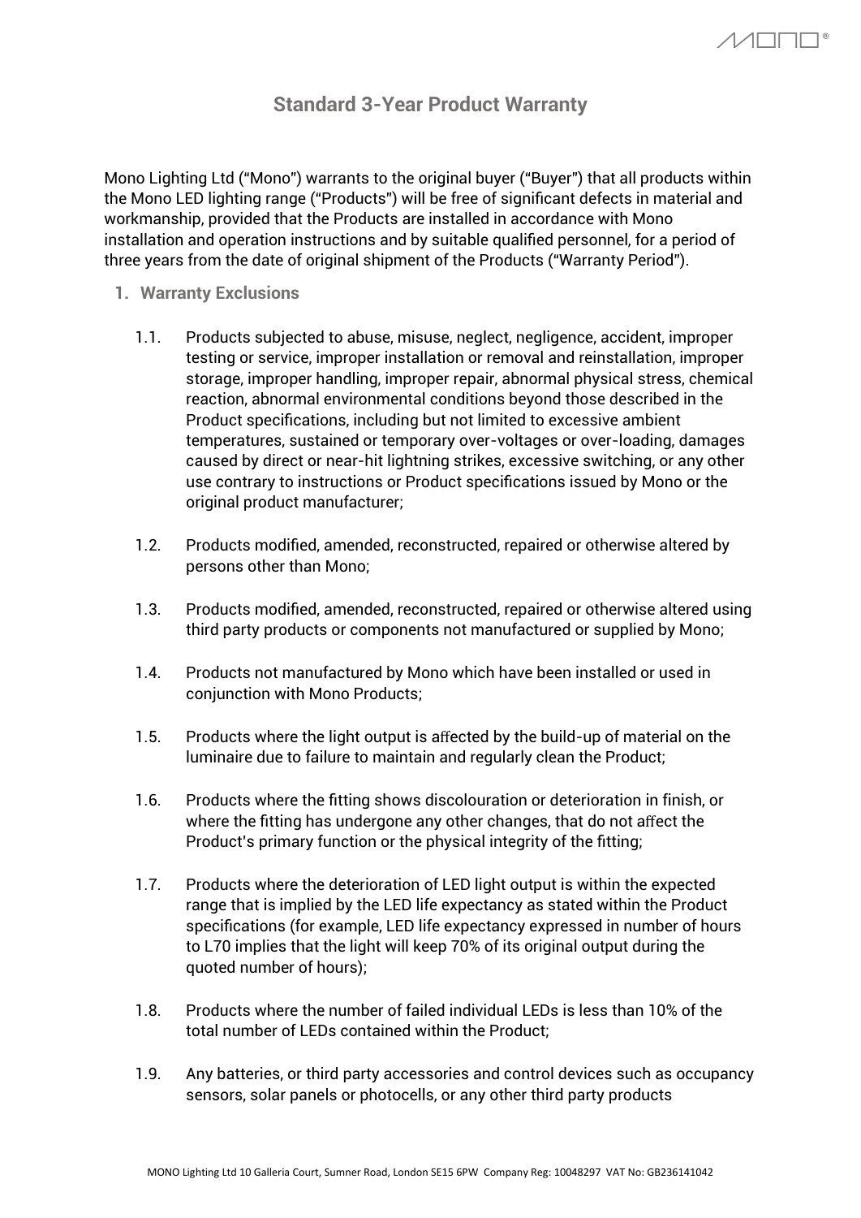# Standard 3-Year Product Warranty

Mono Lighting Ltd ("Mono") warrants to the original buyer ("Buyer") that all products within the Mono LED lighting range ("Products") will be free of significant defects in material and workmanship, provided that the Products are installed in accordance with Mono installation and operation instructions and by suitable qualified personnel, for a period of three years from the date of original shipment of the Products ("Warranty Period").

## 1. Warranty Exclusions

1.1. Products subjected to abuse, misuse, neglect, negligence, accident, improper testing or service, improper installation or removal and reinstallation, improper storage, improper handling, improper repair, abnormal physical stress, chemical reaction, abnormal environmental conditions beyond those described in the Product specifications, including but not limited to excessive ambient temperatures, sustained or temporary over-voltages or over-loading, damages caused by direct or near-hit lightning strikes, excessive switching, or any other use contrary to instructions or Product specifications issued by Mono or the original product manufacturer;

1.2. Products modified, amended, reconstructed, repaired or otherwise altered by persons other than Mono;

1.3. Products modified, amended, reconstructed, repaired or otherwise altered using third party products or components not manufactured or supplied by Mono;

1.4. Products not manufactured by Mono which have been installed or used in conjunction with Mono Products;

1.5. Products where the light output is affected by the build-up of material on the luminaire due to failure to maintain and regularly clean the Product;

1.6. Products where the fitting shows discolouration or deterioration in finish, or where the fitting has undergone any other changes, that do not affect the Product's primary function or the physical integrity of the fitting;

1.7. Products where the deterioration of LED light output is within the expected range that is implied by the LED life expectancy as stated within the Product specifications (for example, LED life expectancy expressed in number of hours to L70 implies that the light will keep 70% of its original output during the quoted number of hours);

1.8. Products where the number of failed individual LEDs is less than 10% of the total number of LEDs contained within the Product;

1.9. Any batteries, or third party accessories and control devices such as occupancy sensors, solar panels or photocells, or any other third party products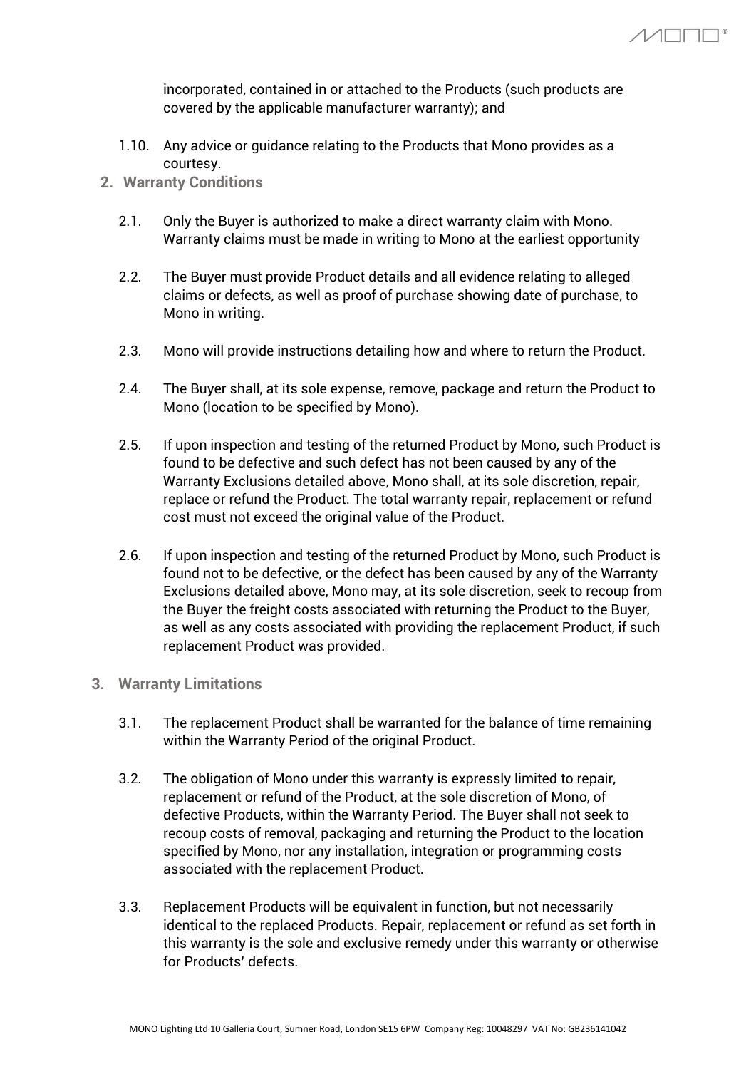incorporated, contained in or attached to the Products (such products are covered by the applicable manufacturer warranty); and

1.10. Any advice or guidance relating to the Products that Mono provides as a courtesy.

## 2. Warranty Conditions

2.1. Only the Buyer is authorized to make a direct warranty claim with Mono. Warranty claims must be made in writing to Mono at the earliest opportunity

2.2. The Buyer must provide Product details and all evidence relating to alleged claims or defects, as well as proof of purchase showing date of purchase, to Mono in writing.

2.3. Mono will provide instructions detailing how and where to return the Product.

2.4. The Buyer shall, at its sole expense, remove, package and return the Product to Mono (location to be specified by Mono).

2.5. If upon inspection and testing of the returned Product by Mono, such Product is found to be defective and such defect has not been caused by any of the Warranty Exclusions detailed above, Mono shall, at its sole discretion, repair, replace or refund the Product. The total warranty repair, replacement or refund cost must not exceed the original value of the Product.

2.6. If upon inspection and testing of the returned Product by Mono, such Product is found not to be defective, or the defect has been caused by any of the Warranty Exclusions detailed above, Mono may, at its sole discretion, seek to recoup from the Buyer the freight costs associated with returning the Product to the Buyer, as well as any costs associated with providing the replacement Product, if such replacement Product was provided.

## 3. Warranty Limitations

3.1. The replacement Product shall be warranted for the balance of time remaining within the Warranty Period of the original Product.

3.2. The obligation of Mono under this warranty is expressly limited to repair, replacement or refund of the Product, at the sole discretion of Mono, of defective Products, within the Warranty Period. The Buyer shall not seek to recoup costs of removal, packaging and returning the Product to the location specified by Mono, nor any installation, integration or programming costs associated with the replacement Product.

3.3. Replacement Products will be equivalent in function, but not necessarily identical to the replaced Products. Repair, replacement or refund as set forth in this warranty is the sole and exclusive remedy under this warranty or otherwise for Products' defects.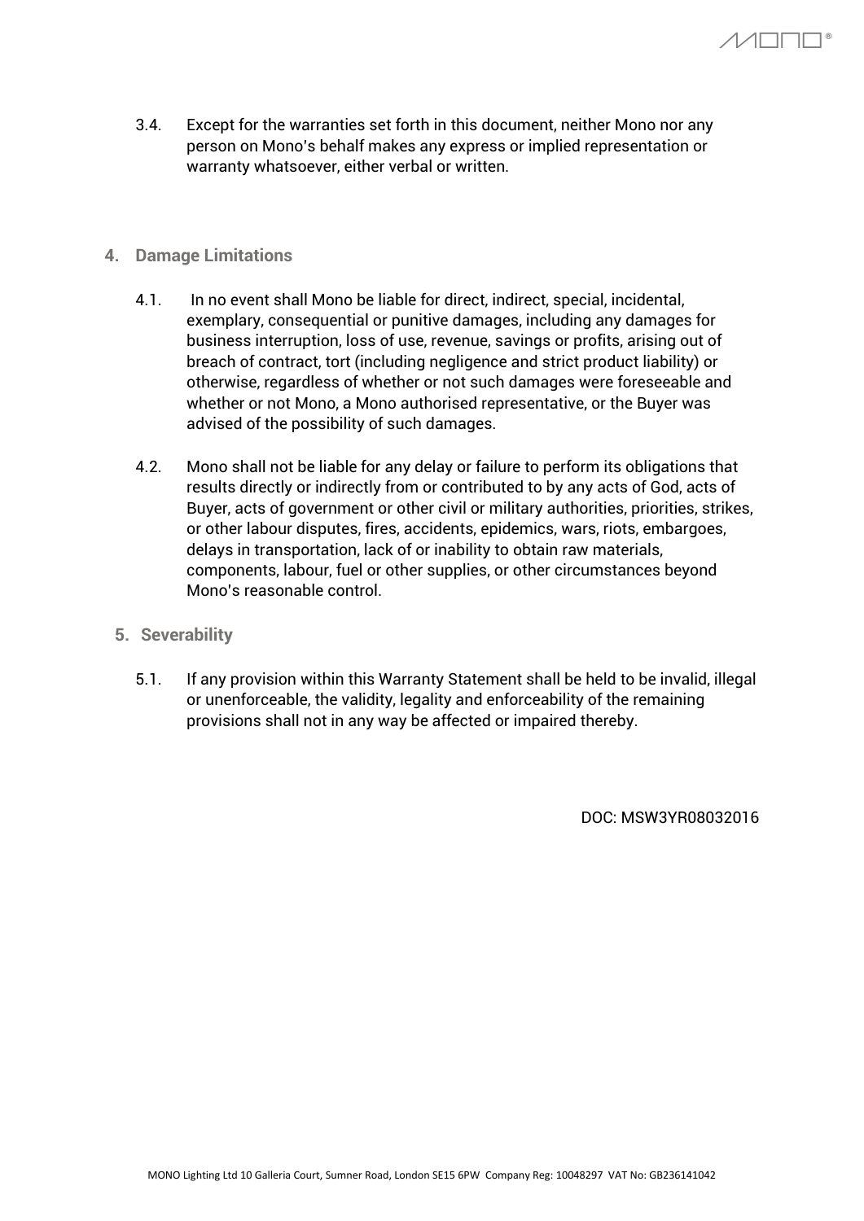3.4. Except for the warranties set forth in this document, neither Mono nor any person on Mono's behalf makes any express or implied representation or warranty whatsoever, either verbal or written.

## 4. Damage Limitations

4.1. In no event shall Mono be liable for direct, indirect, special, incidental, exemplary, consequential or punitive damages, including any damages for business interruption, loss of use, revenue, savings or profits, arising out of breach of contract, tort (including negligence and strict product liability) or otherwise, regardless of whether or not such damages were foreseeable and whether or not Mono, a Mono authorised representative, or the Buyer was advised of the possibility of such damages.

4.2. Mono shall not be liable for any delay or failure to perform its obligations that results directly or indirectly from or contributed to by any acts of God, acts of Buyer, acts of government or other civil or military authorities, priorities, strikes, or other labour disputes, fires, accidents, epidemics, wars, riots, embargoes, delays in transportation, lack of or inability to obtain raw materials, components, labour, fuel or other supplies, or other circumstances beyond Mono's reasonable control.

## 5. Severability

5.1. If any provision within this Warranty Statement shall be held to be invalid, illegal or unenforceable, the validity, legality and enforceability of the remaining provisions shall not in any way be affected or impaired thereby.

DOC: MSW3YR08032016

MONO Lighting Ltd 10 Galleria Court, Sumner Road, London SE15 6PW Company Reg: 10048297 VAT No: GB236141042